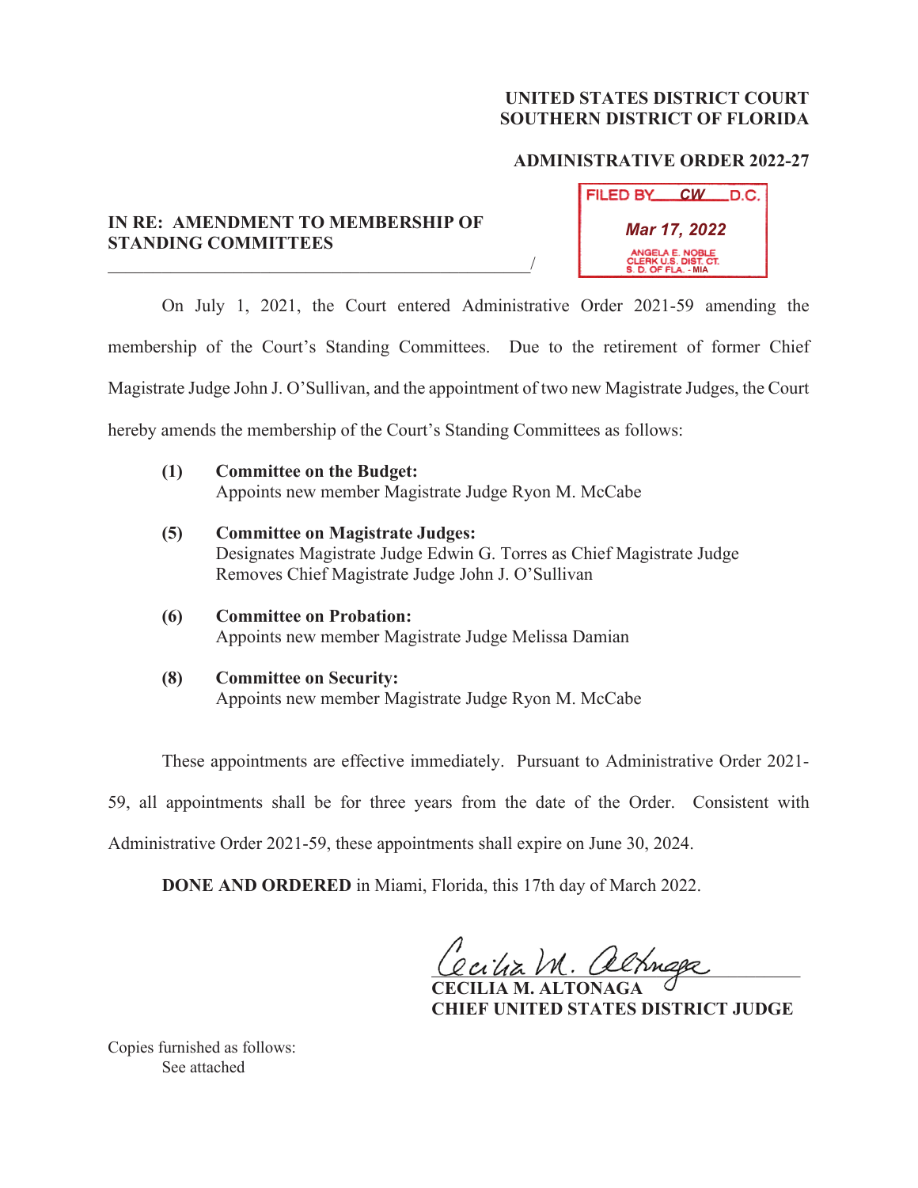**UNITED STATES DISTRICT COURT**
**SOUTHERN DISTRICT OF FLORIDA**

**ADMINISTRATIVE ORDER 2022-27**

FILED BY CW D.C.
Mar 17, 2022
ANGELA E. NOBLE
CLERK U.S. DIST. CT.
S. D. OF FLA. - MIA

**IN RE: AMENDMENT TO MEMBERSHIP OF STANDING COMMITTEES**
______________________________________________/

On July 1, 2021, the Court entered Administrative Order 2021-59 amending the membership of the Court's Standing Committees. Due to the retirement of former Chief Magistrate Judge John J. O'Sullivan, and the appointment of two new Magistrate Judges, the Court hereby amends the membership of the Court's Standing Committees as follows:

**(1) Committee on the Budget:**
Appoints new member Magistrate Judge Ryon M. McCabe

**(5) Committee on Magistrate Judges:**
Designates Magistrate Judge Edwin G. Torres as Chief Magistrate Judge
Removes Chief Magistrate Judge John J. O'Sullivan

**(6) Committee on Probation:**
Appoints new member Magistrate Judge Melissa Damian

**(8) Committee on Security:**
Appoints new member Magistrate Judge Ryon M. McCabe

These appointments are effective immediately. Pursuant to Administrative Order 2021-59, all appointments shall be for three years from the date of the Order. Consistent with Administrative Order 2021-59, these appointments shall expire on June 30, 2024.

**DONE AND ORDERED** in Miami, Florida, this 17th day of March 2022.

*Cecilia M. Altonaga*
**CECILIA M. ALTONAGA**
**CHIEF UNITED STATES DISTRICT JUDGE**

Copies furnished as follows:
See attached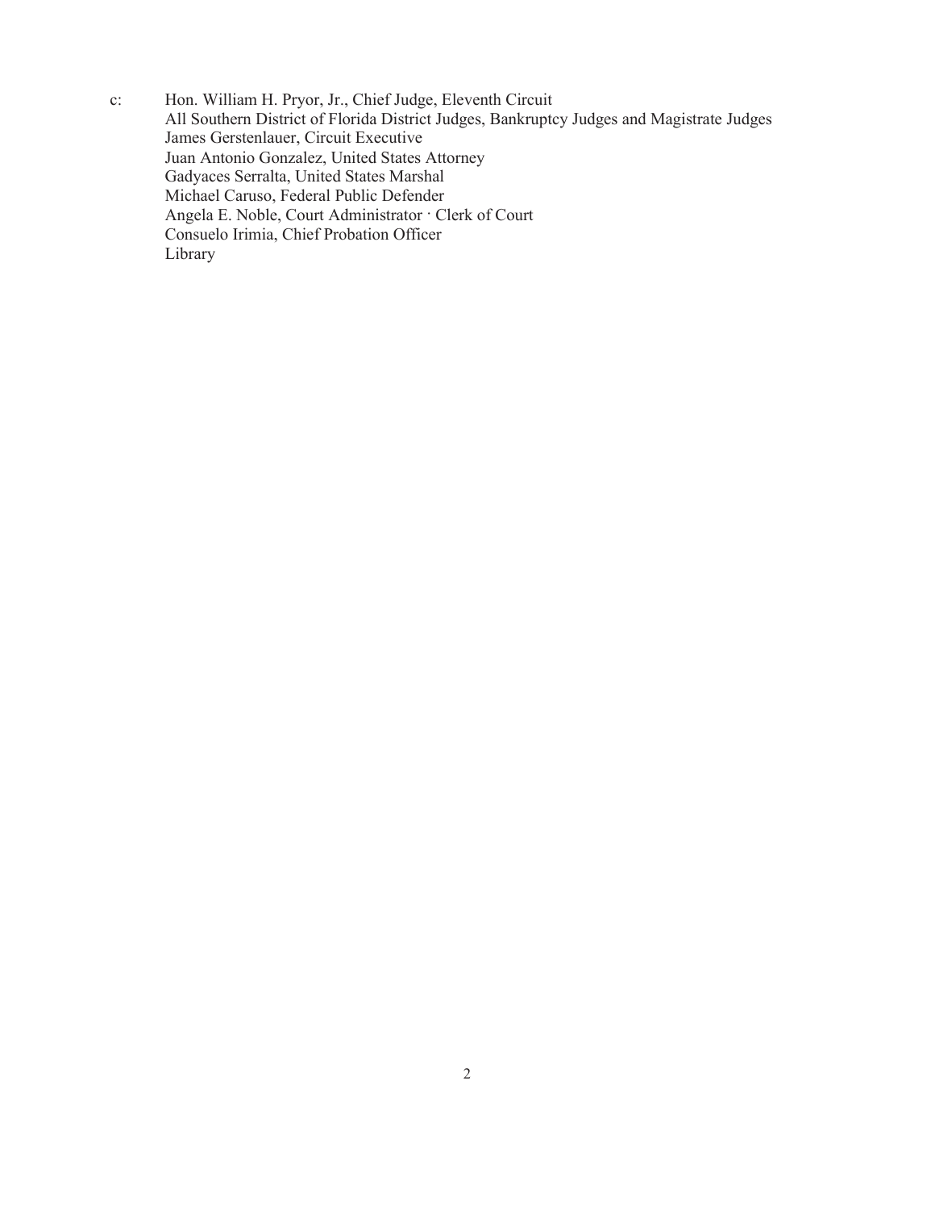c: Hon. William H. Pryor, Jr., Chief Judge, Eleventh Circuit
All Southern District of Florida District Judges, Bankruptcy Judges and Magistrate Judges
James Gerstenlauer, Circuit Executive
Juan Antonio Gonzalez, United States Attorney
Gadyaces Serralta, United States Marshal
Michael Caruso, Federal Public Defender
Angela E. Noble, Court Administrator · Clerk of Court
Consuelo Irimia, Chief Probation Officer
Library